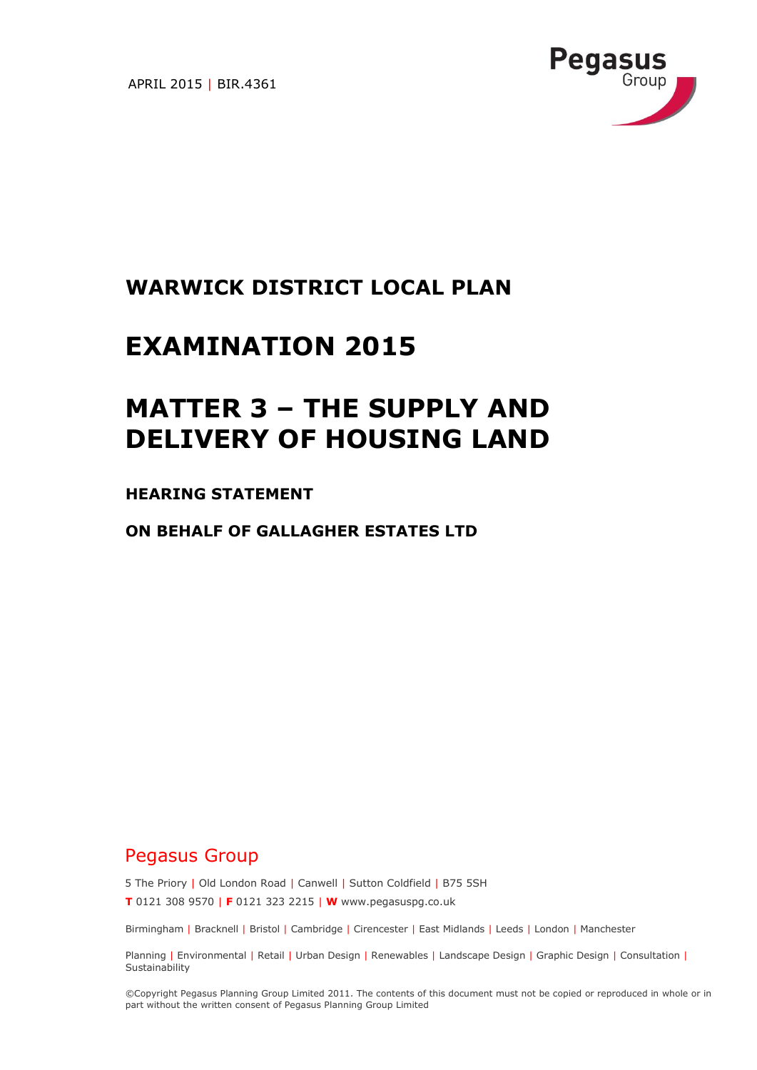APRIL 2015 | BIR.4361

Pegasus Group

# WARWICK DISTRICT LOCAL PLAN

# EXAMINATION 2015

# MATTER 3 – THE SUPPLY AND DELIVERY OF HOUSING LAND

**HEARING STATEMENT**

**ON BEHALF OF GALLAGHER ESTATES LTD**

Pegasus Group

5 The Priory | Old London Road | Canwell | Sutton Coldfield | B75 5SH

**T** 0121 308 9570 | **F** 0121 323 2215 | **W** www.pegasuspg.co.uk

Birmingham | Bracknell | Bristol | Cambridge | Cirencester | East Midlands | Leeds | London | Manchester

Planning | Environmental | Retail | Urban Design | Renewables | Landscape Design | Graphic Design | Consultation | Sustainability

©Copyright Pegasus Planning Group Limited 2011. The contents of this document must not be copied or reproduced in whole or in part without the written consent of Pegasus Planning Group Limited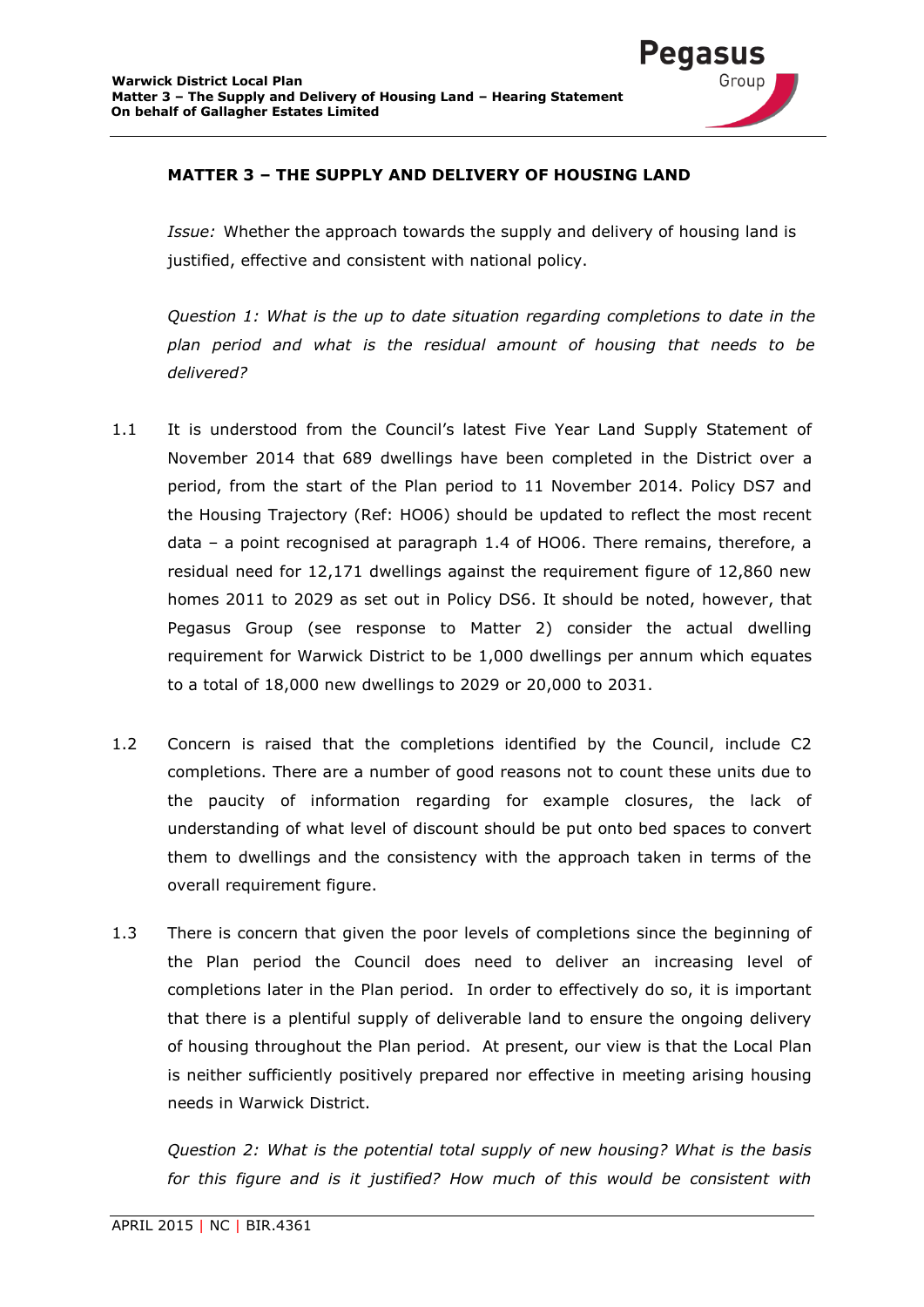## MATTER 3 – THE SUPPLY AND DELIVERY OF HOUSING LAND

*Issue:* Whether the approach towards the supply and delivery of housing land is justified, effective and consistent with national policy.

*Question 1: What is the up to date situation regarding completions to date in the plan period and what is the residual amount of housing that needs to be delivered?*

1.1 It is understood from the Council's latest Five Year Land Supply Statement of November 2014 that 689 dwellings have been completed in the District over a period, from the start of the Plan period to 11 November 2014. Policy DS7 and the Housing Trajectory (Ref: HO06) should be updated to reflect the most recent data – a point recognised at paragraph 1.4 of HO06. There remains, therefore, a residual need for 12,171 dwellings against the requirement figure of 12,860 new homes 2011 to 2029 as set out in Policy DS6. It should be noted, however, that Pegasus Group (see response to Matter 2) consider the actual dwelling requirement for Warwick District to be 1,000 dwellings per annum which equates to a total of 18,000 new dwellings to 2029 or 20,000 to 2031.

1.2 Concern is raised that the completions identified by the Council, include C2 completions. There are a number of good reasons not to count these units due to the paucity of information regarding for example closures, the lack of understanding of what level of discount should be put onto bed spaces to convert them to dwellings and the consistency with the approach taken in terms of the overall requirement figure.

1.3 There is concern that given the poor levels of completions since the beginning of the Plan period the Council does need to deliver an increasing level of completions later in the Plan period. In order to effectively do so, it is important that there is a plentiful supply of deliverable land to ensure the ongoing delivery of housing throughout the Plan period. At present, our view is that the Local Plan is neither sufficiently positively prepared nor effective in meeting arising housing needs in Warwick District.

*Question 2: What is the potential total supply of new housing? What is the basis for this figure and is it justified? How much of this would be consistent with*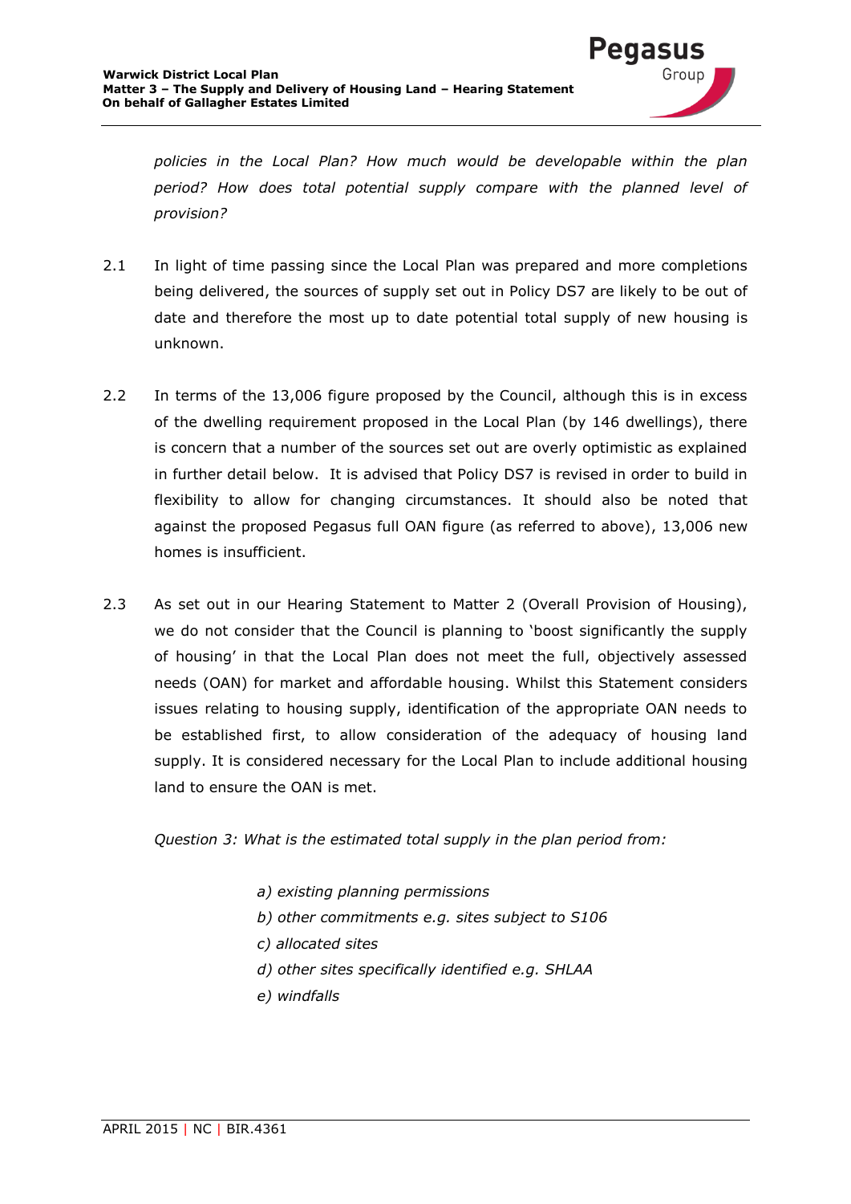*policies in the Local Plan? How much would be developable within the plan period? How does total potential supply compare with the planned level of provision?*

2.1 In light of time passing since the Local Plan was prepared and more completions being delivered, the sources of supply set out in Policy DS7 are likely to be out of date and therefore the most up to date potential total supply of new housing is unknown.

2.2 In terms of the 13,006 figure proposed by the Council, although this is in excess of the dwelling requirement proposed in the Local Plan (by 146 dwellings), there is concern that a number of the sources set out are overly optimistic as explained in further detail below. It is advised that Policy DS7 is revised in order to build in flexibility to allow for changing circumstances. It should also be noted that against the proposed Pegasus full OAN figure (as referred to above), 13,006 new homes is insufficient.

2.3 As set out in our Hearing Statement to Matter 2 (Overall Provision of Housing), we do not consider that the Council is planning to 'boost significantly the supply of housing' in that the Local Plan does not meet the full, objectively assessed needs (OAN) for market and affordable housing. Whilst this Statement considers issues relating to housing supply, identification of the appropriate OAN needs to be established first, to allow consideration of the adequacy of housing land supply. It is considered necessary for the Local Plan to include additional housing land to ensure the OAN is met.

*Question 3: What is the estimated total supply in the plan period from:*

*a) existing planning permissions*
*b) other commitments e.g. sites subject to S106*
*c) allocated sites*
*d) other sites specifically identified e.g. SHLAA*
*e) windfalls*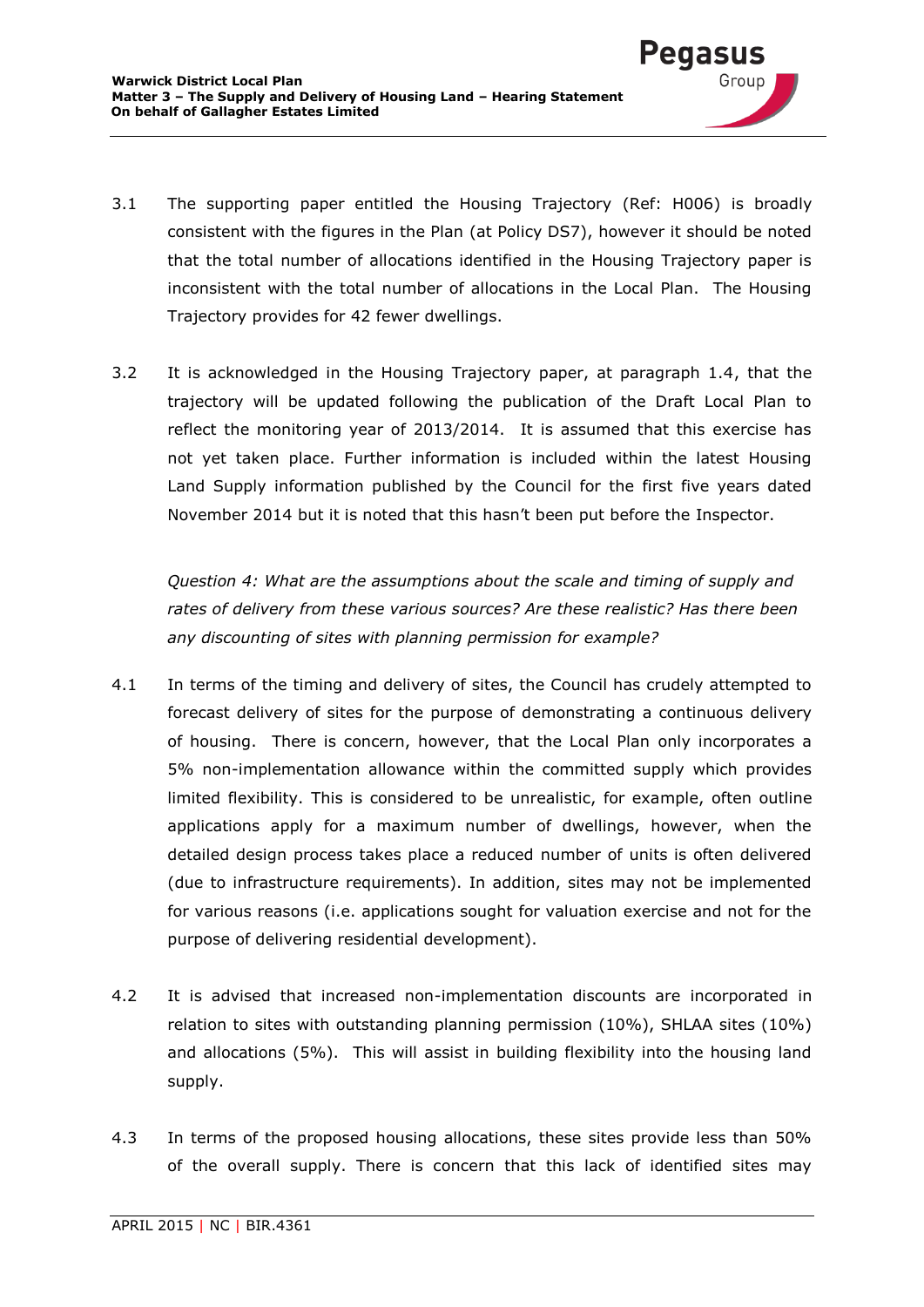3.1 The supporting paper entitled the Housing Trajectory (Ref: H006) is broadly consistent with the figures in the Plan (at Policy DS7), however it should be noted that the total number of allocations identified in the Housing Trajectory paper is inconsistent with the total number of allocations in the Local Plan. The Housing Trajectory provides for 42 fewer dwellings.

3.2 It is acknowledged in the Housing Trajectory paper, at paragraph 1.4, that the trajectory will be updated following the publication of the Draft Local Plan to reflect the monitoring year of 2013/2014. It is assumed that this exercise has not yet taken place. Further information is included within the latest Housing Land Supply information published by the Council for the first five years dated November 2014 but it is noted that this hasn't been put before the Inspector.

*Question 4: What are the assumptions about the scale and timing of supply and rates of delivery from these various sources? Are these realistic? Has there been any discounting of sites with planning permission for example?*

4.1 In terms of the timing and delivery of sites, the Council has crudely attempted to forecast delivery of sites for the purpose of demonstrating a continuous delivery of housing. There is concern, however, that the Local Plan only incorporates a 5% non-implementation allowance within the committed supply which provides limited flexibility. This is considered to be unrealistic, for example, often outline applications apply for a maximum number of dwellings, however, when the detailed design process takes place a reduced number of units is often delivered (due to infrastructure requirements). In addition, sites may not be implemented for various reasons (i.e. applications sought for valuation exercise and not for the purpose of delivering residential development).

4.2 It is advised that increased non-implementation discounts are incorporated in relation to sites with outstanding planning permission (10%), SHLAA sites (10%) and allocations (5%). This will assist in building flexibility into the housing land supply.

4.3 In terms of the proposed housing allocations, these sites provide less than 50% of the overall supply. There is concern that this lack of identified sites may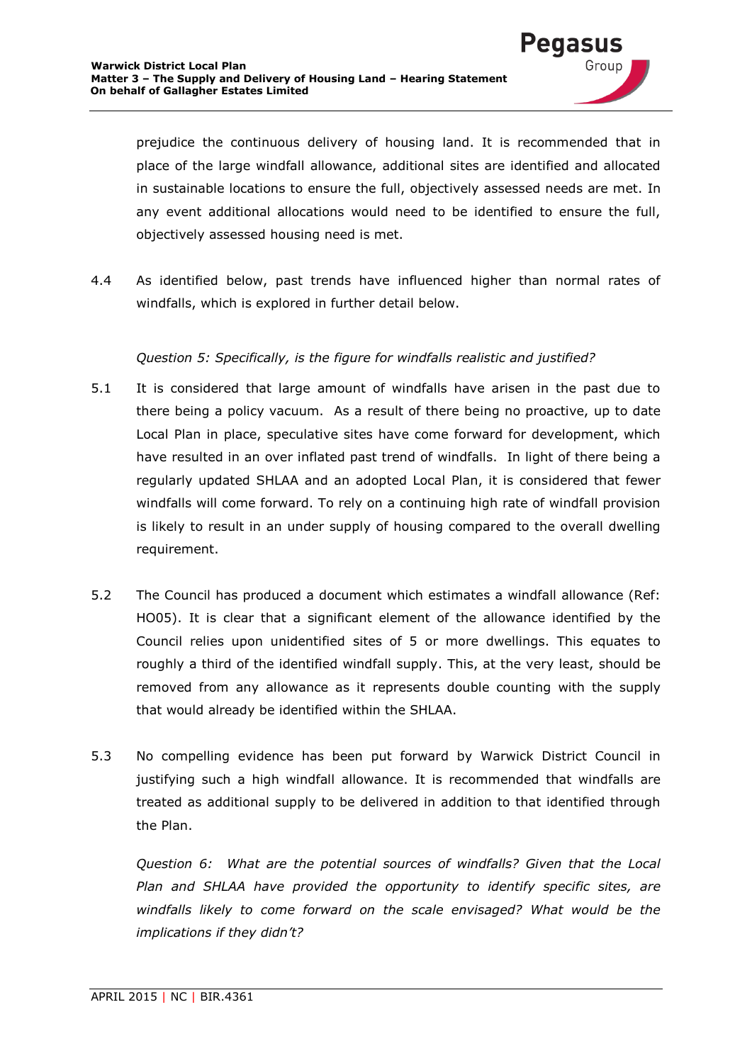prejudice the continuous delivery of housing land. It is recommended that in place of the large windfall allowance, additional sites are identified and allocated in sustainable locations to ensure the full, objectively assessed needs are met. In any event additional allocations would need to be identified to ensure the full, objectively assessed housing need is met.

4.4 As identified below, past trends have influenced higher than normal rates of windfalls, which is explored in further detail below.

*Question 5: Specifically, is the figure for windfalls realistic and justified?*

5.1 It is considered that large amount of windfalls have arisen in the past due to there being a policy vacuum. As a result of there being no proactive, up to date Local Plan in place, speculative sites have come forward for development, which have resulted in an over inflated past trend of windfalls. In light of there being a regularly updated SHLAA and an adopted Local Plan, it is considered that fewer windfalls will come forward. To rely on a continuing high rate of windfall provision is likely to result in an under supply of housing compared to the overall dwelling requirement.

5.2 The Council has produced a document which estimates a windfall allowance (Ref: HO05). It is clear that a significant element of the allowance identified by the Council relies upon unidentified sites of 5 or more dwellings. This equates to roughly a third of the identified windfall supply. This, at the very least, should be removed from any allowance as it represents double counting with the supply that would already be identified within the SHLAA.

5.3 No compelling evidence has been put forward by Warwick District Council in justifying such a high windfall allowance. It is recommended that windfalls are treated as additional supply to be delivered in addition to that identified through the Plan.

*Question 6: What are the potential sources of windfalls? Given that the Local Plan and SHLAA have provided the opportunity to identify specific sites, are windfalls likely to come forward on the scale envisaged? What would be the implications if they didn't?*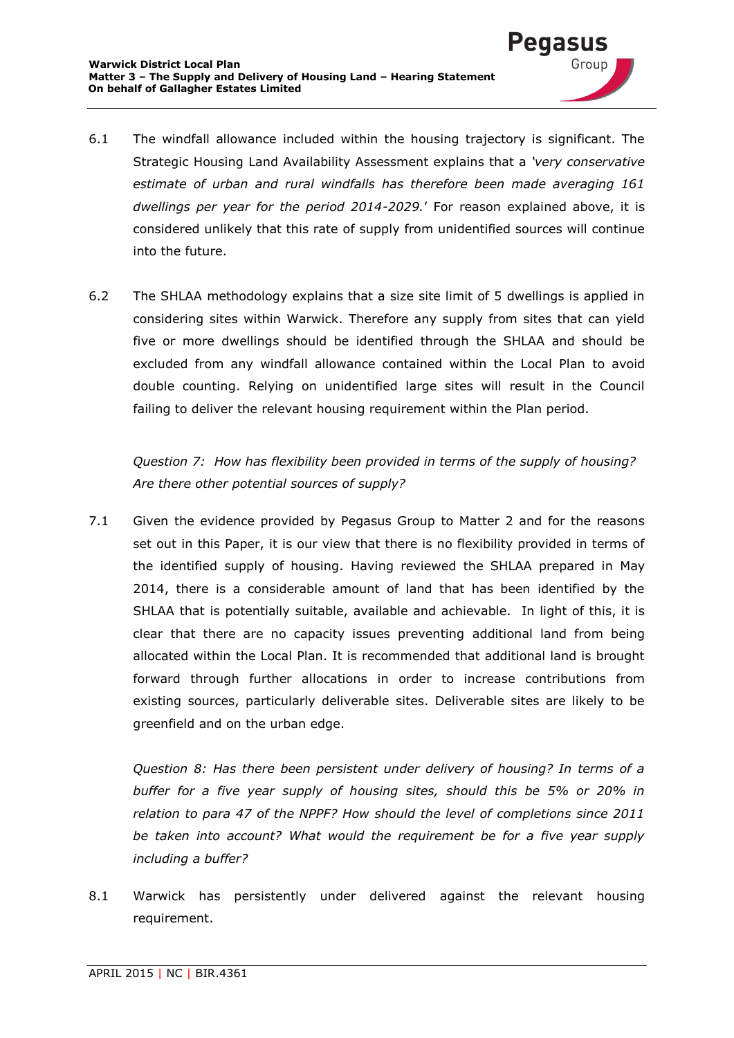6.1 The windfall allowance included within the housing trajectory is significant. The Strategic Housing Land Availability Assessment explains that a *'very conservative estimate of urban and rural windfalls has therefore been made averaging 161 dwellings per year for the period 2014-2029.'* For reason explained above, it is considered unlikely that this rate of supply from unidentified sources will continue into the future.

6.2 The SHLAA methodology explains that a size site limit of 5 dwellings is applied in considering sites within Warwick. Therefore any supply from sites that can yield five or more dwellings should be identified through the SHLAA and should be excluded from any windfall allowance contained within the Local Plan to avoid double counting. Relying on unidentified large sites will result in the Council failing to deliver the relevant housing requirement within the Plan period.

*Question 7: How has flexibility been provided in terms of the supply of housing? Are there other potential sources of supply?*

7.1 Given the evidence provided by Pegasus Group to Matter 2 and for the reasons set out in this Paper, it is our view that there is no flexibility provided in terms of the identified supply of housing. Having reviewed the SHLAA prepared in May 2014, there is a considerable amount of land that has been identified by the SHLAA that is potentially suitable, available and achievable. In light of this, it is clear that there are no capacity issues preventing additional land from being allocated within the Local Plan. It is recommended that additional land is brought forward through further allocations in order to increase contributions from existing sources, particularly deliverable sites. Deliverable sites are likely to be greenfield and on the urban edge.

*Question 8: Has there been persistent under delivery of housing? In terms of a buffer for a five year supply of housing sites, should this be 5% or 20% in relation to para 47 of the NPPF? How should the level of completions since 2011 be taken into account? What would the requirement be for a five year supply including a buffer?*

8.1 Warwick has persistently under delivered against the relevant housing requirement.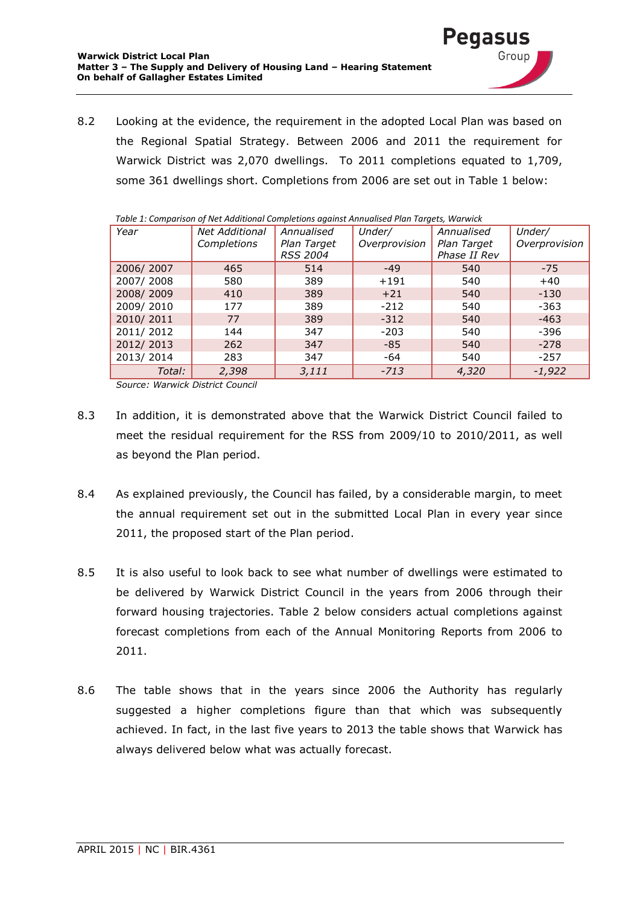8.2 Looking at the evidence, the requirement in the adopted Local Plan was based on the Regional Spatial Strategy. Between 2006 and 2011 the requirement for Warwick District was 2,070 dwellings. To 2011 completions equated to 1,709, some 361 dwellings short. Completions from 2006 are set out in Table 1 below:

*Table 1: Comparison of Net Additional Completions against Annualised Plan Targets, Warwick*

| *Year* | *Net Additional Completions* | *Annualised Plan Target RSS 2004* | *Under/ Overprovision* | *Annualised Plan Target Phase II Rev* | *Under/ Overprovision* |
|---|---|---|---|---|---|
| 2006/ 2007 | 465 | 514 | -49 | 540 | -75 |
| 2007/ 2008 | 580 | 389 | +191 | 540 | +40 |
| 2008/ 2009 | 410 | 389 | +21 | 540 | -130 |
| 2009/ 2010 | 177 | 389 | -212 | 540 | -363 |
| 2010/ 2011 | 77 | 389 | -312 | 540 | -463 |
| 2011/ 2012 | 144 | 347 | -203 | 540 | -396 |
| 2012/ 2013 | 262 | 347 | -85 | 540 | -278 |
| 2013/ 2014 | 283 | 347 | -64 | 540 | -257 |
| *Total:* | *2,398* | *3,111* | *-713* | *4,320* | *-1,922* |

*Source: Warwick District Council*

8.3 In addition, it is demonstrated above that the Warwick District Council failed to meet the residual requirement for the RSS from 2009/10 to 2010/2011, as well as beyond the Plan period.

8.4 As explained previously, the Council has failed, by a considerable margin, to meet the annual requirement set out in the submitted Local Plan in every year since 2011, the proposed start of the Plan period.

8.5 It is also useful to look back to see what number of dwellings were estimated to be delivered by Warwick District Council in the years from 2006 through their forward housing trajectories. Table 2 below considers actual completions against forecast completions from each of the Annual Monitoring Reports from 2006 to 2011.

8.6 The table shows that in the years since 2006 the Authority has regularly suggested a higher completions figure than that which was subsequently achieved. In fact, in the last five years to 2013 the table shows that Warwick has always delivered below what was actually forecast.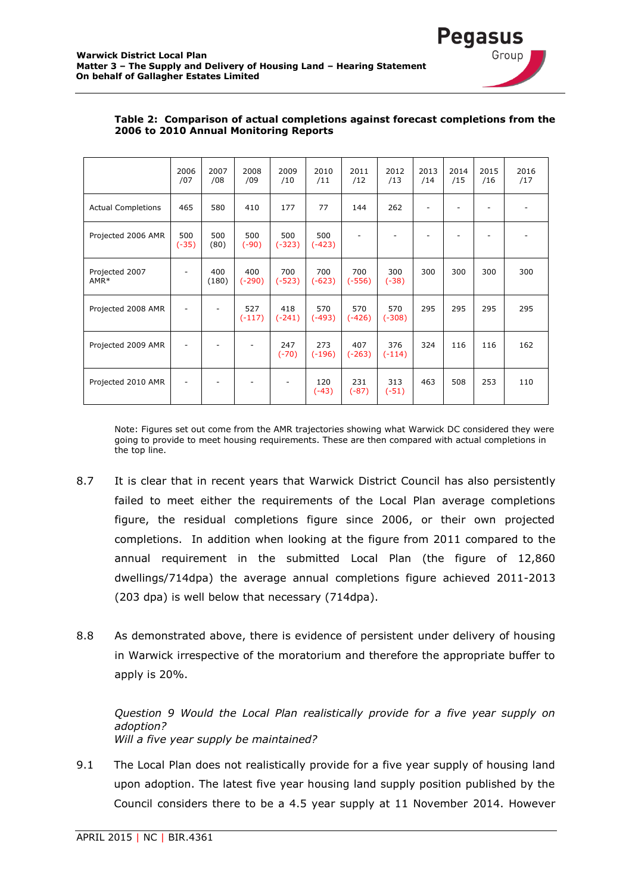**Table 2: Comparison of actual completions against forecast completions from the 2006 to 2010 Annual Monitoring Reports**

| | 2006 /07 | 2007 /08 | 2008 /09 | 2009 /10 | 2010 /11 | 2011 /12 | 2012 /13 | 2013 /14 | 2014 /15 | 2015 /16 | 2016 /17 |
|---|---|---|---|---|---|---|---|---|---|---|---|
| Actual Completions | 465 | 580 | 410 | 177 | 77 | 144 | 262 | - | - | - | - |
| Projected 2006 AMR | 500 (-35) | 500 (80) | 500 (-90) | 500 (-323) | 500 (-423) | - | - | - | - | - | - |
| Projected 2007 AMR* | - | 400 (180) | 400 (-290) | 700 (-523) | 700 (-623) | 700 (-556) | 300 (-38) | 300 | 300 | 300 | 300 |
| Projected 2008 AMR | - | - | 527 (-117) | 418 (-241) | 570 (-493) | 570 (-426) | 570 (-308) | 295 | 295 | 295 | 295 |
| Projected 2009 AMR | - | - | - | 247 (-70) | 273 (-196) | 407 (-263) | 376 (-114) | 324 | 116 | 116 | 162 |
| Projected 2010 AMR | - | - | - | - | 120 (-43) | 231 (-87) | 313 (-51) | 463 | 508 | 253 | 110 |

Note: Figures set out come from the AMR trajectories showing what Warwick DC considered they were going to provide to meet housing requirements. These are then compared with actual completions in the top line.

8.7 It is clear that in recent years that Warwick District Council has also persistently failed to meet either the requirements of the Local Plan average completions figure, the residual completions figure since 2006, or their own projected completions. In addition when looking at the figure from 2011 compared to the annual requirement in the submitted Local Plan (the figure of 12,860 dwellings/714dpa) the average annual completions figure achieved 2011-2013 (203 dpa) is well below that necessary (714dpa).

8.8 As demonstrated above, there is evidence of persistent under delivery of housing in Warwick irrespective of the moratorium and therefore the appropriate buffer to apply is 20%.

*Question 9 Would the Local Plan realistically provide for a five year supply on adoption?*
*Will a five year supply be maintained?*

9.1 The Local Plan does not realistically provide for a five year supply of housing land upon adoption. The latest five year housing land supply position published by the Council considers there to be a 4.5 year supply at 11 November 2014. However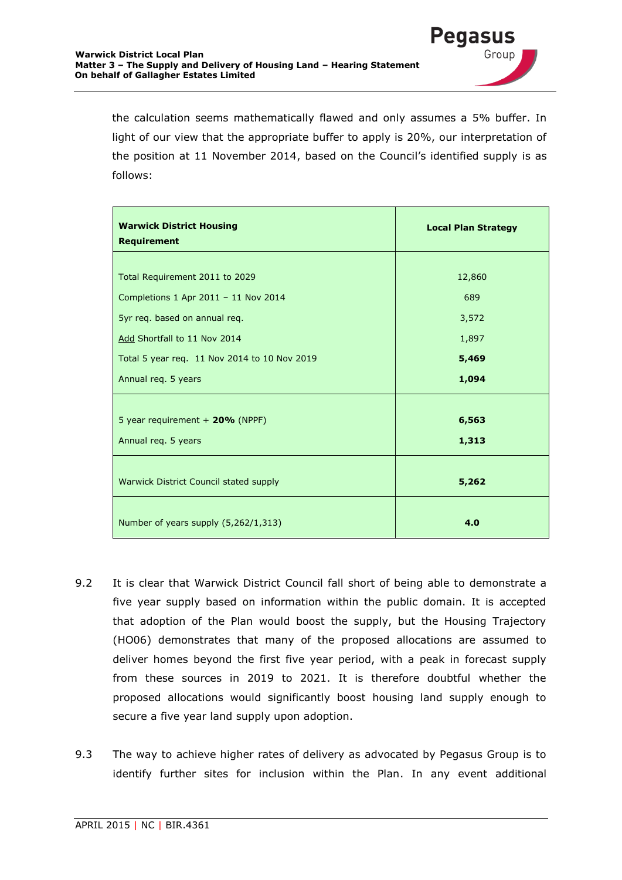the calculation seems mathematically flawed and only assumes a 5% buffer. In light of our view that the appropriate buffer to apply is 20%, our interpretation of the position at 11 November 2014, based on the Council's identified supply is as follows:

| **Warwick District Housing Requirement** | **Local Plan Strategy** |
|---|---|
| Total Requirement 2011 to 2029 | 12,860 |
| Completions 1 Apr 2011 – 11 Nov 2014 | 689 |
| 5yr req. based on annual req. | 3,572 |
| Add Shortfall to 11 Nov 2014 | 1,897 |
| Total 5 year req. 11 Nov 2014 to 10 Nov 2019 | **5,469** |
| Annual req. 5 years | **1,094** |
| 5 year requirement + **20%** (NPPF) | **6,563** |
| Annual req. 5 years | **1,313** |
| Warwick District Council stated supply | **5,262** |
| Number of years supply (5,262/1,313) | **4.0** |

9.2 It is clear that Warwick District Council fall short of being able to demonstrate a five year supply based on information within the public domain. It is accepted that adoption of the Plan would boost the supply, but the Housing Trajectory (HO06) demonstrates that many of the proposed allocations are assumed to deliver homes beyond the first five year period, with a peak in forecast supply from these sources in 2019 to 2021. It is therefore doubtful whether the proposed allocations would significantly boost housing land supply enough to secure a five year land supply upon adoption.

9.3 The way to achieve higher rates of delivery as advocated by Pegasus Group is to identify further sites for inclusion within the Plan. In any event additional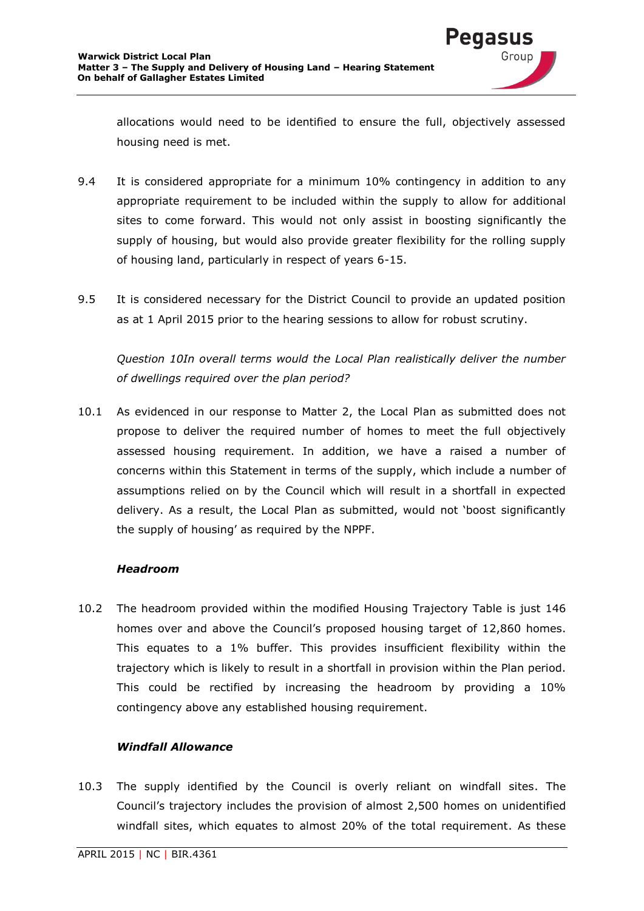allocations would need to be identified to ensure the full, objectively assessed housing need is met.

9.4 It is considered appropriate for a minimum 10% contingency in addition to any appropriate requirement to be included within the supply to allow for additional sites to come forward. This would not only assist in boosting significantly the supply of housing, but would also provide greater flexibility for the rolling supply of housing land, particularly in respect of years 6-15.

9.5 It is considered necessary for the District Council to provide an updated position as at 1 April 2015 prior to the hearing sessions to allow for robust scrutiny.

*Question 10In overall terms would the Local Plan realistically deliver the number of dwellings required over the plan period?*

10.1 As evidenced in our response to Matter 2, the Local Plan as submitted does not propose to deliver the required number of homes to meet the full objectively assessed housing requirement. In addition, we have a raised a number of concerns within this Statement in terms of the supply, which include a number of assumptions relied on by the Council which will result in a shortfall in expected delivery. As a result, the Local Plan as submitted, would not 'boost significantly the supply of housing' as required by the NPPF.

***Headroom***

10.2 The headroom provided within the modified Housing Trajectory Table is just 146 homes over and above the Council's proposed housing target of 12,860 homes. This equates to a 1% buffer. This provides insufficient flexibility within the trajectory which is likely to result in a shortfall in provision within the Plan period. This could be rectified by increasing the headroom by providing a 10% contingency above any established housing requirement.

***Windfall Allowance***

10.3 The supply identified by the Council is overly reliant on windfall sites. The Council's trajectory includes the provision of almost 2,500 homes on unidentified windfall sites, which equates to almost 20% of the total requirement. As these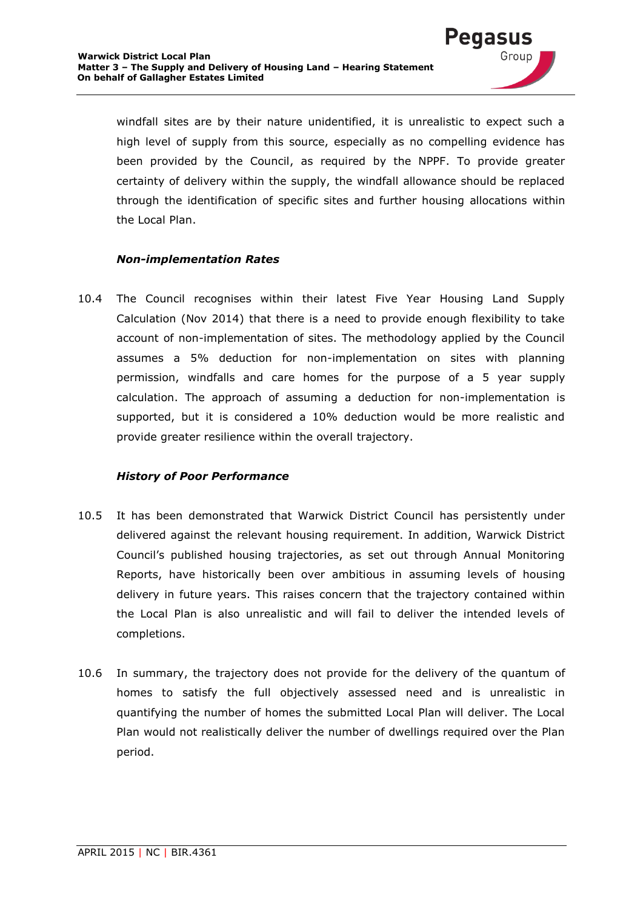windfall sites are by their nature unidentified, it is unrealistic to expect such a high level of supply from this source, especially as no compelling evidence has been provided by the Council, as required by the NPPF. To provide greater certainty of delivery within the supply, the windfall allowance should be replaced through the identification of specific sites and further housing allocations within the Local Plan.

***Non-implementation Rates***

10.4 The Council recognises within their latest Five Year Housing Land Supply Calculation (Nov 2014) that there is a need to provide enough flexibility to take account of non-implementation of sites. The methodology applied by the Council assumes a 5% deduction for non-implementation on sites with planning permission, windfalls and care homes for the purpose of a 5 year supply calculation. The approach of assuming a deduction for non-implementation is supported, but it is considered a 10% deduction would be more realistic and provide greater resilience within the overall trajectory.

***History of Poor Performance***

10.5 It has been demonstrated that Warwick District Council has persistently under delivered against the relevant housing requirement. In addition, Warwick District Council's published housing trajectories, as set out through Annual Monitoring Reports, have historically been over ambitious in assuming levels of housing delivery in future years. This raises concern that the trajectory contained within the Local Plan is also unrealistic and will fail to deliver the intended levels of completions.

10.6 In summary, the trajectory does not provide for the delivery of the quantum of homes to satisfy the full objectively assessed need and is unrealistic in quantifying the number of homes the submitted Local Plan will deliver. The Local Plan would not realistically deliver the number of dwellings required over the Plan period.